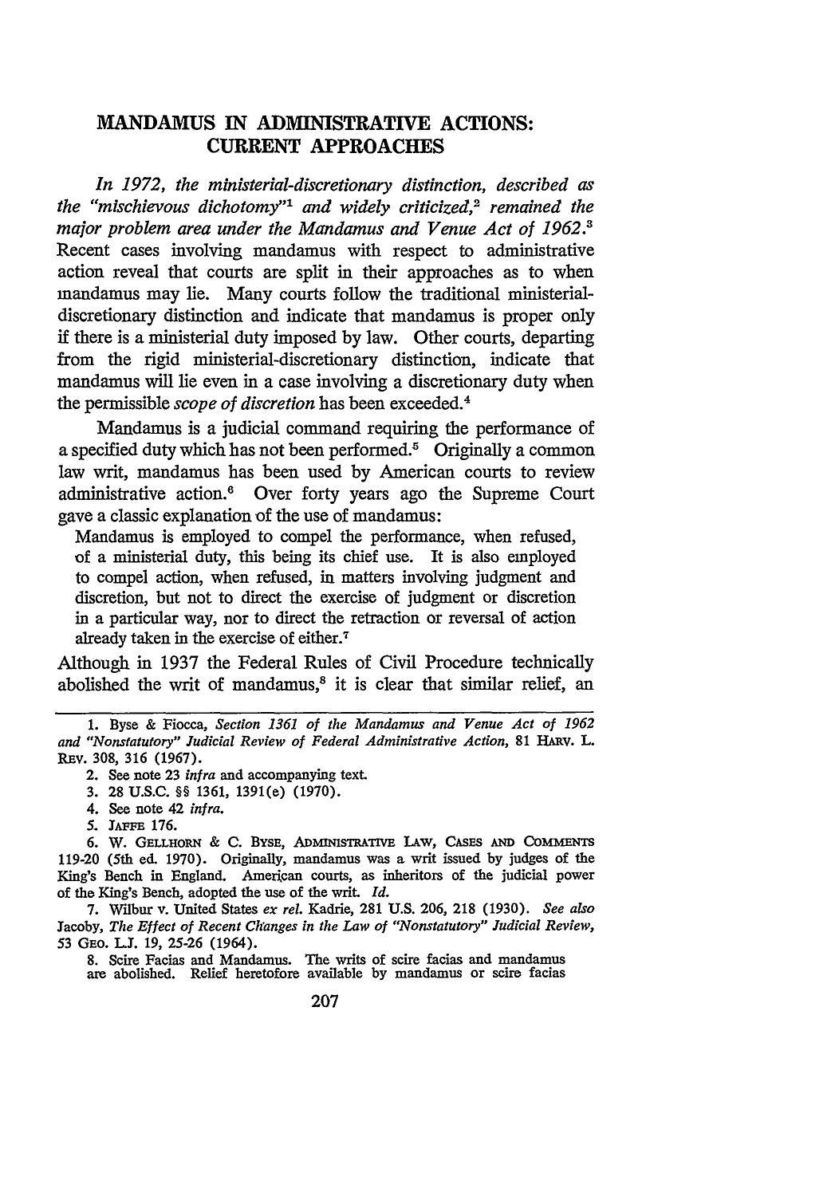# MANDAMUS IN ADMINISTRATIVE ACTIONS: CURRENT APPROACHES

*In 1972, the ministerial-discretionary distinction, described as the "mischievous dichotomy"[1] and widely criticized,[2] remained the major problem area under the Mandamus and Venue Act of 1962.*[3] Recent cases involving mandamus with respect to administrative action reveal that courts are split in their approaches as to when mandamus may lie. Many courts follow the traditional ministerial-discretionary distinction and indicate that mandamus is proper only if there is a ministerial duty imposed by law. Other courts, departing from the rigid ministerial-discretionary distinction, indicate that mandamus will lie even in a case involving a discretionary duty when the permissible *scope of discretion* has been exceeded.[4]

Mandamus is a judicial command requiring the performance of a specified duty which has not been performed.[5] Originally a common law writ, mandamus has been used by American courts to review administrative action.[6] Over forty years ago the Supreme Court gave a classic explanation of the use of mandamus:

> Mandamus is employed to compel the performance, when refused, of a ministerial duty, this being its chief use. It is also employed to compel action, when refused, in matters involving judgment and discretion, but not to direct the exercise of judgment or discretion in a particular way, nor to direct the retraction or reversal of action already taken in the exercise of either.[7]

Although in 1937 the Federal Rules of Civil Procedure technically abolished the writ of mandamus,[8] it is clear that similar relief, an

---

1. Byse & Fiocca, *Section 1361 of the Mandamus and Venue Act of 1962 and "Nonstatutory" Judicial Review of Federal Administrative Action*, 81 HARV. L. REV. 308, 316 (1967).

2. See note 23 *infra* and accompanying text.

3. 28 U.S.C. §§ 1361, 1391(e) (1970).

4. See note 42 *infra*.

5. JAFFE 176.

6. W. GELLHORN & C. BYSE, ADMINISTRATIVE LAW, CASES AND COMMENTS 119-20 (5th ed. 1970). Originally, mandamus was a writ issued by judges of the King's Bench in England. American courts, as inheritors of the judicial power of the King's Bench, adopted the use of the writ. *Id.*

7. Wilbur v. United States *ex rel.* Kadrie, 281 U.S. 206, 218 (1930). *See also* Jacoby, *The Effect of Recent Changes in the Law of "Nonstatutory" Judicial Review*, 53 GEO. L.J. 19, 25-26 (1964).

8. Scire Facias and Mandamus. The writs of scire facias and mandamus are abolished. Relief heretofore available by mandamus or scire facias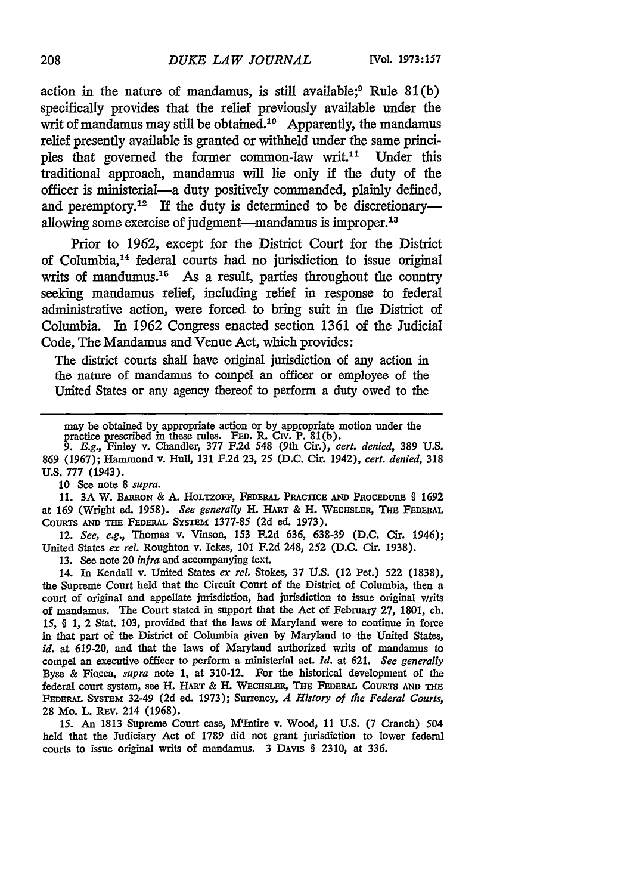action in the nature of mandamus, is still available;[9] Rule 81(b) specifically provides that the relief previously available under the writ of mandamus may still be obtained.[10] Apparently, the mandamus relief presently available is granted or withheld under the same principles that governed the former common-law writ.[11] Under this traditional approach, mandamus will lie only if the duty of the officer is ministerial—a duty positively commanded, plainly defined, and peremptory.[12] If the duty is determined to be discretionary—allowing some exercise of judgment—mandamus is improper.[13]

Prior to 1962, except for the District Court for the District of Columbia,[14] federal courts had no jurisdiction to issue original writs of mandamus.[15] As a result, parties throughout the country seeking mandamus relief, including relief in response to federal administrative action, were forced to bring suit in the District of Columbia. In 1962 Congress enacted section 1361 of the Judicial Code, The Mandamus and Venue Act, which provides:

> The district courts shall have original jurisdiction of any action in the nature of mandamus to compel an officer or employee of the United States or any agency thereof to perform a duty owed to the

---

may be obtained by appropriate action or by appropriate motion under the practice prescribed in these rules. FED. R. CIV. P. 81(b).

9. *E.g.*, Finley v. Chandler, 377 F.2d 548 (9th Cir.), *cert. denied*, 389 U.S. 869 (1967); Hammond v. Hull, 131 F.2d 23, 25 (D.C. Cir. 1942), *cert. denied*, 318 U.S. 777 (1943).

10 See note 8 *supra*.

11. 3A W. BARRON & A. HOLTZOFF, FEDERAL PRACTICE AND PROCEDURE § 1692 at 169 (Wright ed. 1958). *See generally* H. HART & H. WECHSLER, THE FEDERAL COURTS AND THE FEDERAL SYSTEM 1377-85 (2d ed. 1973).

12. *See, e.g.*, Thomas v. Vinson, 153 F.2d 636, 638-39 (D.C. Cir. 1946); United States *ex rel.* Roughton v. Ickes, 101 F.2d 248, 252 (D.C. Cir. 1938).

13. See note 20 *infra* and accompanying text.

14. In Kendall v. United States *ex rel.* Stokes, 37 U.S. (12 Pet.) 522 (1838), the Supreme Court held that the Circuit Court of the District of Columbia, then a court of original and appellate jurisdiction, had jurisdiction to issue original writs of mandamus. The Court stated in support that the Act of February 27, 1801, ch. 15, § 1, 2 Stat. 103, provided that the laws of Maryland were to continue in force in that part of the District of Columbia given by Maryland to the United States, *id.* at 619-20, and that the laws of Maryland authorized writs of mandamus to compel an executive officer to perform a ministerial act. *Id.* at 621. *See generally* Byse & Fiocca, *supra* note 1, at 310-12. For the historical development of the federal court system, see H. HART & H. WECHSLER, THE FEDERAL COURTS AND THE FEDERAL SYSTEM 32-49 (2d ed. 1973); Surrency, *A History of the Federal Courts*, 28 MO. L. REV. 214 (1968).

15. An 1813 Supreme Court case, M'Intire v. Wood, 11 U.S. (7 Cranch) 504 held that the Judiciary Act of 1789 did not grant jurisdiction to lower federal courts to issue original writs of mandamus. 3 DAVIS § 2310, at 336.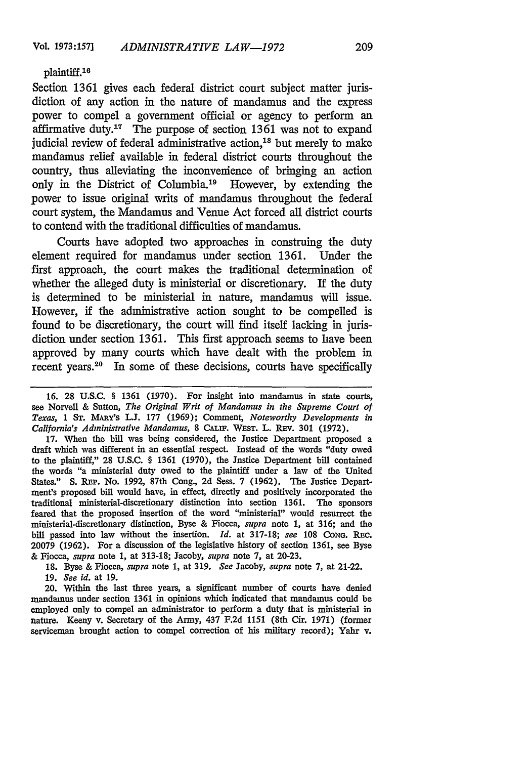plaintiff.[16]

Section 1361 gives each federal district court subject matter jurisdiction of any action in the nature of mandamus and the express power to compel a government official or agency to perform an affirmative duty.[17] The purpose of section 1361 was not to expand judicial review of federal administrative action,[18] but merely to make mandamus relief available in federal district courts throughout the country, thus alleviating the inconvenience of bringing an action only in the District of Columbia.[19] However, by extending the power to issue original writs of mandamus throughout the federal court system, the Mandamus and Venue Act forced all district courts to contend with the traditional difficulties of mandamus.

Courts have adopted two approaches in construing the duty element required for mandamus under section 1361. Under the first approach, the court makes the traditional determination of whether the alleged duty is ministerial or discretionary. If the duty is determined to be ministerial in nature, mandamus will issue. However, if the administrative action sought to be compelled is found to be discretionary, the court will find itself lacking in jurisdiction under section 1361. This first approach seems to have been approved by many courts which have dealt with the problem in recent years.[20] In some of these decisions, courts have specifically

---

16. 28 U.S.C. § 1361 (1970). For insight into mandamus in state courts, see Norvell & Sutton, *The Original Writ of Mandamus in the Supreme Court of Texas*, 1 ST. MARY'S L.J. 177 (1969); Comment, *Noteworthy Developments in California's Administrative Mandamus*, 8 CALIF. WEST. L. REV. 301 (1972).

17. When the bill was being considered, the Justice Department proposed a draft which was different in an essential respect. Instead of the words "duty owed to the plaintiff," 28 U.S.C. § 1361 (1970), the Justice Department bill contained the words "a ministerial duty owed to the plaintiff under a law of the United States." S. REP. No. 1992, 87th Cong., 2d Sess. 7 (1962). The Justice Department's proposed bill would have, in effect, directly and positively incorporated the traditional ministerial-discretionary distinction into section 1361. The sponsors feared that the proposed insertion of the word "ministerial" would resurrect the ministerial-discretionary distinction, Byse & Fiocca, *supra* note 1, at 316; and the bill passed into law without the insertion. *Id.* at 317-18; *see* 108 CONG. REC. 20079 (1962). For a discussion of the legislative history of section 1361, see Byse & Fiocca, *supra* note 1, at 313-18; Jacoby, *supra* note 7, at 20-23.

18. Byse & Fiocca, *supra* note 1, at 319. *See* Jacoby, *supra* note 7, at 21-22.

19. *See id.* at 19.

20. Within the last three years, a significant number of courts have denied mandamus under section 1361 in opinions which indicated that mandamus could be employed only to compel an administrator to perform a duty that is ministerial in nature. Keeny v. Secretary of the Army, 437 F.2d 1151 (8th Cir. 1971) (former serviceman brought action to compel correction of his military record); Yahr v.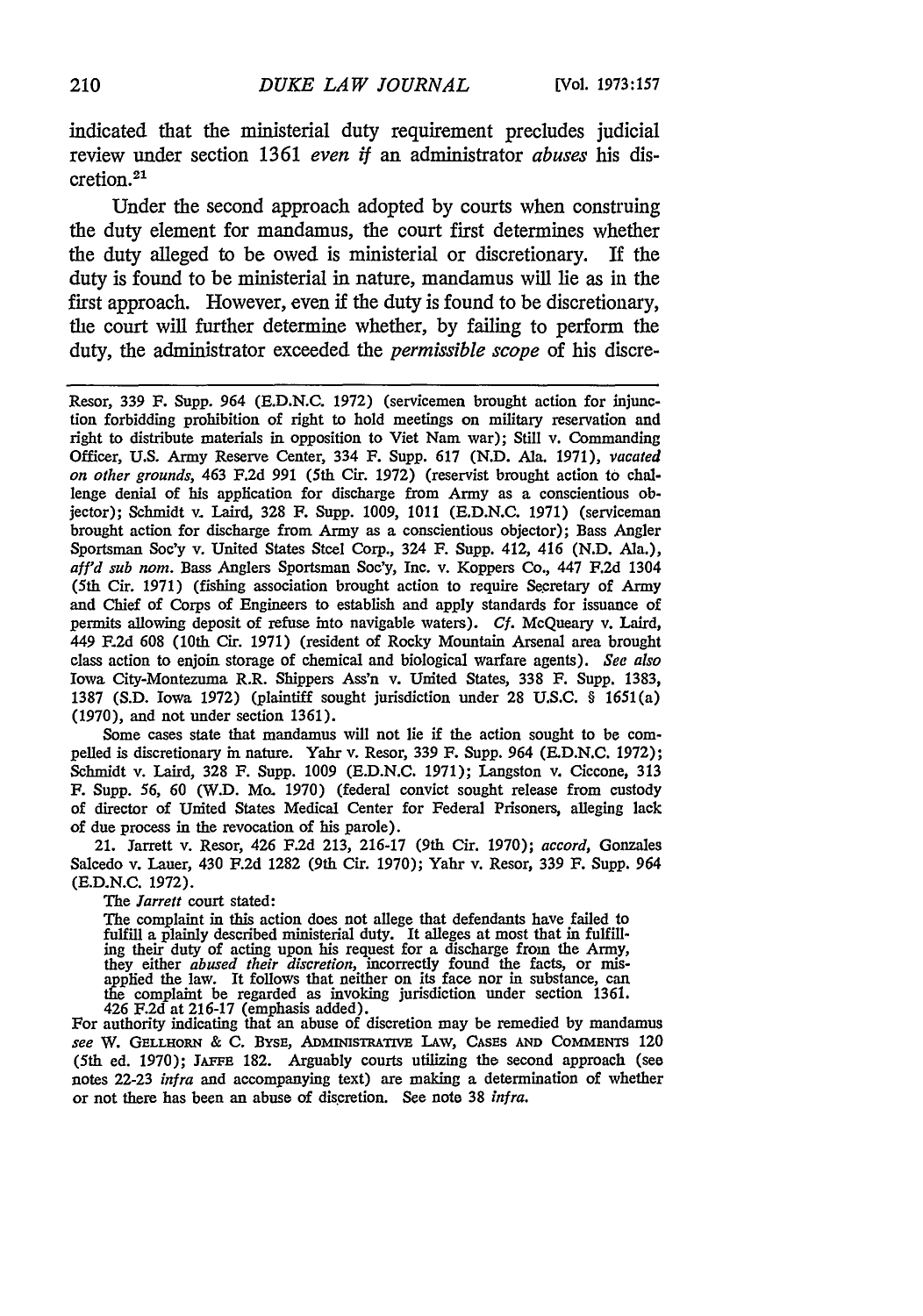indicated that the ministerial duty requirement precludes judicial review under section 1361 *even if* an administrator *abuses* his discretion.[21]

Under the second approach adopted by courts when construing the duty element for mandamus, the court first determines whether the duty alleged to be owed is ministerial or discretionary. If the duty is found to be ministerial in nature, mandamus will lie as in the first approach. However, even if the duty is found to be discretionary, the court will further determine whether, by failing to perform the duty, the administrator exceeded the *permissible scope* of his discre-

---

Resor, 339 F. Supp. 964 (E.D.N.C. 1972) (servicemen brought action for injunction forbidding prohibition of right to hold meetings on military reservation and right to distribute materials in opposition to Viet Nam war); Still v. Commanding Officer, U.S. Army Reserve Center, 334 F. Supp. 617 (N.D. Ala. 1971), *vacated on other grounds*, 463 F.2d 991 (5th Cir. 1972) (reservist brought action to challenge denial of his application for discharge from Army as a conscientious objector); Schmidt v. Laird, 328 F. Supp. 1009, 1011 (E.D.N.C. 1971) (serviceman brought action for discharge from Army as a conscientious objector); Bass Angler Sportsman Soc'y v. United States Steel Corp., 324 F. Supp. 412, 416 (N.D. Ala.), *aff'd sub nom.* Bass Anglers Sportsman Soc'y, Inc. v. Koppers Co., 447 F.2d 1304 (5th Cir. 1971) (fishing association brought action to require Secretary of Army and Chief of Corps of Engineers to establish and apply standards for issuance of permits allowing deposit of refuse into navigable waters). *Cf.* McQueary v. Laird, 449 F.2d 608 (10th Cir. 1971) (resident of Rocky Mountain Arsenal area brought class action to enjoin storage of chemical and biological warfare agents). *See also* Iowa City-Montezuma R.R. Shippers Ass'n v. United States, 338 F. Supp. 1383, 1387 (S.D. Iowa 1972) (plaintiff sought jurisdiction under 28 U.S.C. § 1651(a) (1970), and not under section 1361).

Some cases state that mandamus will not lie if the action sought to be compelled is discretionary in nature. Yahr v. Resor, 339 F. Supp. 964 (E.D.N.C. 1972); Schmidt v. Laird, 328 F. Supp. 1009 (E.D.N.C. 1971); Langston v. Ciccone, 313 F. Supp. 56, 60 (W.D. Mo. 1970) (federal convict sought release from custody of director of United States Medical Center for Federal Prisoners, alleging lack of due process in the revocation of his parole).

21. Jarrett v. Resor, 426 F.2d 213, 216-17 (9th Cir. 1970); *accord*, Gonzales Salcedo v. Lauer, 430 F.2d 1282 (9th Cir. 1970); Yahr v. Resor, 339 F. Supp. 964 (E.D.N.C. 1972).

The *Jarrett* court stated:

> The complaint in this action does not allege that defendants have failed to fulfill a plainly described ministerial duty. It alleges at most that in fulfilling their duty of acting upon his request for a discharge from the Army, they either *abused their discretion*, incorrectly found the facts, or misapplied the law. It follows that neither on its face nor in substance, can the complaint be regarded as invoking jurisdiction under section 1361. 426 F.2d at 216-17 (emphasis added).

For authority indicating that an abuse of discretion may be remedied by mandamus *see* W. GELLHORN & C. BYSE, ADMINISTRATIVE LAW, CASES AND COMMENTS 120 (5th ed. 1970); JAFFE 182. Arguably courts utilizing the second approach (see notes 22-23 *infra* and accompanying text) are making a determination of whether or not there has been an abuse of discretion. See note 38 *infra*.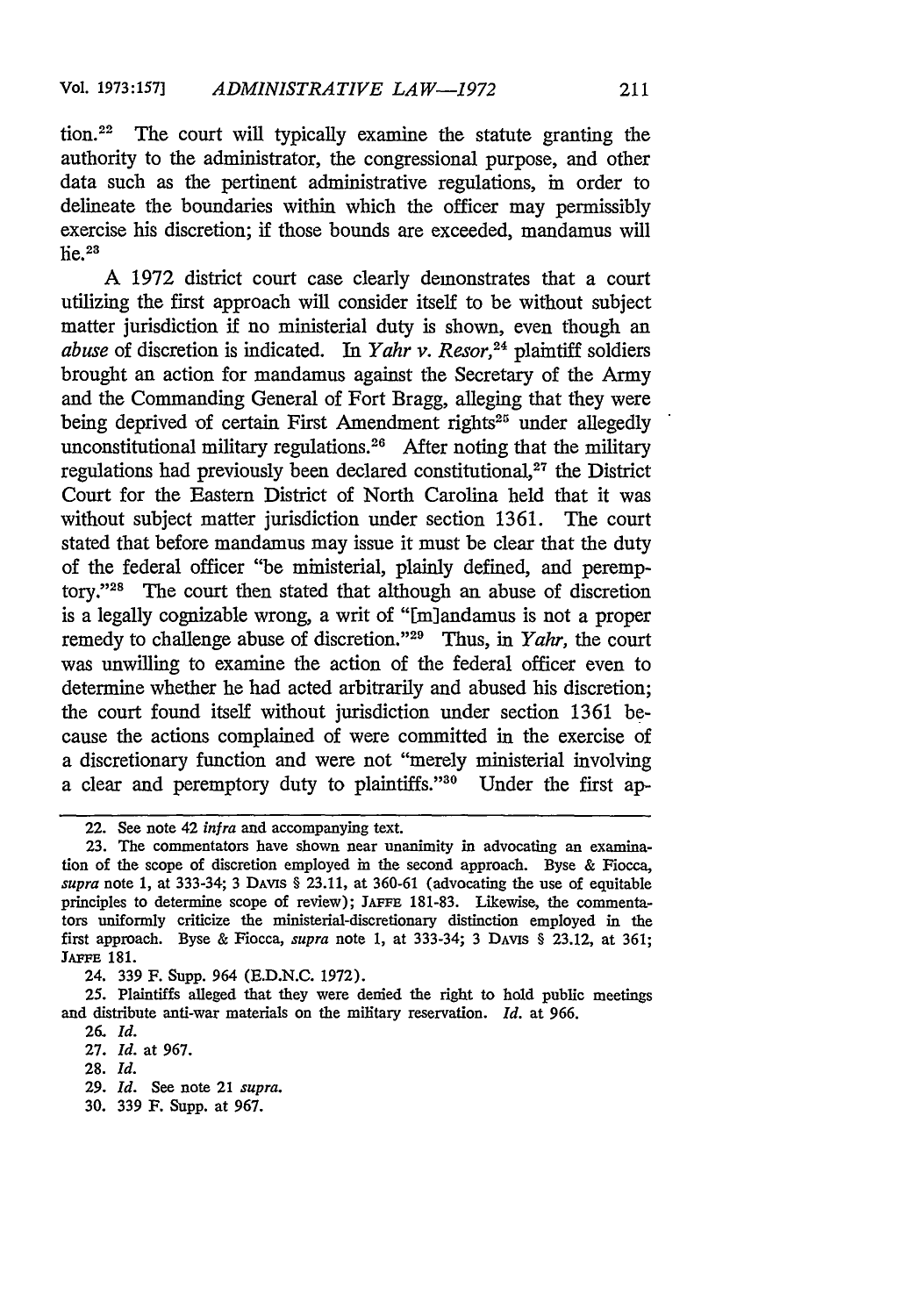tion.[22] The court will typically examine the statute granting the authority to the administrator, the congressional purpose, and other data such as the pertinent administrative regulations, in order to delineate the boundaries within which the officer may permissibly exercise his discretion; if those bounds are exceeded, mandamus will lie.[23]

A 1972 district court case clearly demonstrates that a court utilizing the first approach will consider itself to be without subject matter jurisdiction if no ministerial duty is shown, even though an *abuse* of discretion is indicated. In *Yahr v. Resor*,[24] plaintiff soldiers brought an action for mandamus against the Secretary of the Army and the Commanding General of Fort Bragg, alleging that they were being deprived of certain First Amendment rights[25] under allegedly unconstitutional military regulations.[26] After noting that the military regulations had previously been declared constitutional,[27] the District Court for the Eastern District of North Carolina held that it was without subject matter jurisdiction under section 1361. The court stated that before mandamus may issue it must be clear that the duty of the federal officer "be ministerial, plainly defined, and peremptory."[28] The court then stated that although an abuse of discretion is a legally cognizable wrong, a writ of "[m]andamus is not a proper remedy to challenge abuse of discretion."[29] Thus, in *Yahr*, the court was unwilling to examine the action of the federal officer even to determine whether he had acted arbitrarily and abused his discretion; the court found itself without jurisdiction under section 1361 because the actions complained of were committed in the exercise of a discretionary function and were not "merely ministerial involving a clear and peremptory duty to plaintiffs."[30] Under the first ap-

---

22. See note 42 *infra* and accompanying text.

23. The commentators have shown near unanimity in advocating an examination of the scope of discretion employed in the second approach. Byse & Fiocca, *supra* note 1, at 333-34; 3 DAVIS § 23.11, at 360-61 (advocating the use of equitable principles to determine scope of review); JAFFE 181-83. Likewise, the commentators uniformly criticize the ministerial-discretionary distinction employed in the first approach. Byse & Fiocca, *supra* note 1, at 333-34; 3 DAVIS § 23.12, at 361; JAFFE 181.

24. 339 F. Supp. 964 (E.D.N.C. 1972).

25. Plaintiffs alleged that they were denied the right to hold public meetings and distribute anti-war materials on the military reservation. *Id.* at 966.

26. *Id.*

27. *Id.* at 967.

28. *Id.*

29. *Id.* See note 21 *supra*.

30. 339 F. Supp. at 967.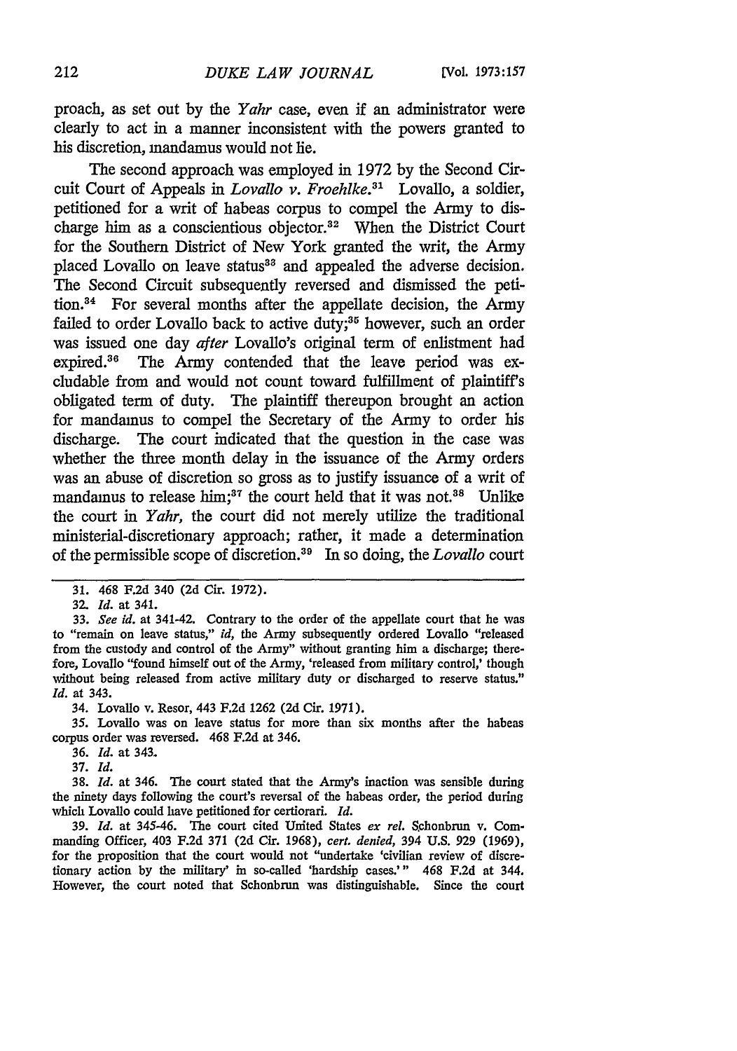proach, as set out by the *Yahr* case, even if an administrator were clearly to act in a manner inconsistent with the powers granted to his discretion, mandamus would not lie.

The second approach was employed in 1972 by the Second Circuit Court of Appeals in *Lovallo v. Froehlke*.[31] Lovallo, a soldier, petitioned for a writ of habeas corpus to compel the Army to discharge him as a conscientious objector.[32] When the District Court for the Southern District of New York granted the writ, the Army placed Lovallo on leave status[33] and appealed the adverse decision. The Second Circuit subsequently reversed and dismissed the petition.[34] For several months after the appellate decision, the Army failed to order Lovallo back to active duty;[35] however, such an order was issued one day *after* Lovallo's original term of enlistment had expired.[36] The Army contended that the leave period was excludable from and would not count toward fulfillment of plaintiff's obligated term of duty. The plaintiff thereupon brought an action for mandamus to compel the Secretary of the Army to order his discharge. The court indicated that the question in the case was whether the three month delay in the issuance of the Army orders was an abuse of discretion so gross as to justify issuance of a writ of mandamus to release him;[37] the court held that it was not.[38] Unlike the court in *Yahr*, the court did not merely utilize the traditional ministerial-discretionary approach; rather, it made a determination of the permissible scope of discretion.[39] In so doing, the *Lovallo* court

31. 468 F.2d 340 (2d Cir. 1972).

32. *Id.* at 341.

33. *See id.* at 341-42. Contrary to the order of the appellate court that he was to "remain on leave status," *id*, the Army subsequently ordered Lovallo "released from the custody and control of the Army" without granting him a discharge; therefore, Lovallo "found himself out of the Army, 'released from military control,' though without being released from active military duty or discharged to reserve status." *Id.* at 343.

34. Lovallo v. Resor, 443 F.2d 1262 (2d Cir. 1971).

35. Lovallo was on leave status for more than six months after the habeas corpus order was reversed. 468 F.2d at 346.

36. *Id.* at 343.

37. *Id.*

38. *Id.* at 346. The court stated that the Army's inaction was sensible during the ninety days following the court's reversal of the habeas order, the period during which Lovallo could have petitioned for certiorari. *Id.*

39. *Id.* at 345-46. The court cited United States *ex rel.* Schonbrun v. Commanding Officer, 403 F.2d 371 (2d Cir. 1968), *cert. denied*, 394 U.S. 929 (1969), for the proposition that the court would not "undertake 'civilian review of discretionary action by the military' in so-called 'hardship cases.'" 468 F.2d at 344. However, the court noted that Schonbrun was distinguishable. Since the court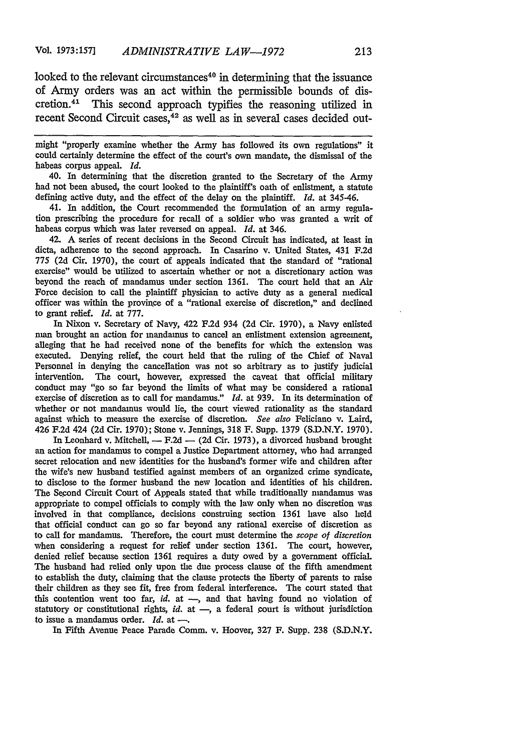looked to the relevant circumstances[40] in determining that the issuance of Army orders was an act within the permissible bounds of discretion.[41] This second approach typifies the reasoning utilized in recent Second Circuit cases,[42] as well as in several cases decided out-

---

might "properly examine whether the Army has followed its own regulations" it could certainly determine the effect of the court's own mandate, the dismissal of the habeas corpus appeal. *Id.*

40. In determining that the discretion granted to the Secretary of the Army had not been abused, the court looked to the plaintiff's oath of enlistment, a statute defining active duty, and the effect of the delay on the plaintiff. *Id.* at 345-46.

41. In addition, the Court recommended the formulation of an army regulation prescribing the procedure for recall of a soldier who was granted a writ of habeas corpus which was later reversed on appeal. *Id.* at 346.

42. A series of recent decisions in the Second Circuit has indicated, at least in dicta, adherence to the second approach. In Casarino v. United States, 431 F.2d 775 (2d Cir. 1970), the court of appeals indicated that the standard of "rational exercise" would be utilized to ascertain whether or not a discretionary action was beyond the reach of mandamus under section 1361. The court held that an Air Force decision to call the plaintiff physician to active duty as a general medical officer was within the province of a "rational exercise of discretion," and declined to grant relief. *Id.* at 777.

In Nixon v. Secretary of Navy, 422 F.2d 934 (2d Cir. 1970), a Navy enlisted man brought an action for mandamus to cancel an enlistment extension agreement, alleging that he had received none of the benefits for which the extension was executed. Denying relief, the court held that the ruling of the Chief of Naval Personnel in denying the cancellation was not so arbitrary as to justify judicial intervention. The court, however, expressed the caveat that official military conduct may "go so far beyond the limits of what may be considered a rational exercise of discretion as to call for mandamus." *Id.* at 939. In its determination of whether or not mandamus would lie, the court viewed rationality as the standard against which to measure the exercise of discretion. *See also* Feliciano v. Laird, 426 F.2d 424 (2d Cir. 1970); Stone v. Jennings, 318 F. Supp. 1379 (S.D.N.Y. 1970).

In Leonhard v. Mitchell, — F.2d — (2d Cir. 1973), a divorced husband brought an action for mandamus to compel a Justice Department attorney, who had arranged secret relocation and new identities for the husband's former wife and children after the wife's new husband testified against members of an organized crime syndicate, to disclose to the former husband the new location and identities of his children. The Second Circuit Court of Appeals stated that while traditionally mandamus was appropriate to compel officials to comply with the law only when no discretion was involved in that compliance, decisions construing section 1361 have also held that official conduct can go so far beyond any rational exercise of discretion as to call for mandamus. Therefore, the court must determine the *scope of discretion* when considering a request for relief under section 1361. The court, however, denied relief because section 1361 requires a duty owed by a government official. The husband had relied only upon the due process clause of the fifth amendment to establish the duty, claiming that the clause protects the liberty of parents to raise their children as they see fit, free from federal interference. The court stated that this contention went too far, *id.* at —, and that having found no violation of statutory or constitutional rights, *id.* at —, a federal court is without jurisdiction to issue a mandamus order. *Id.* at —.

In Fifth Avenue Peace Parade Comm. v. Hoover, 327 F. Supp. 238 (S.D.N.Y.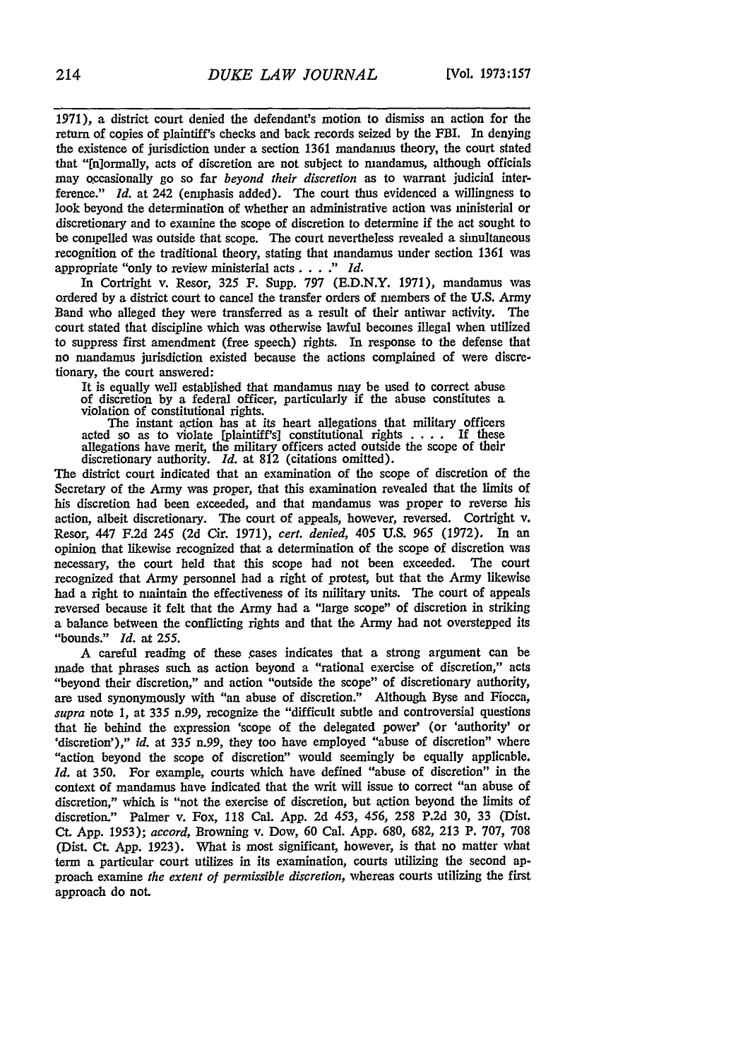1971), a district court denied the defendant's motion to dismiss an action for the return of copies of plaintiff's checks and back records seized by the FBI. In denying the existence of jurisdiction under a section 1361 mandamus theory, the court stated that "[n]ormally, acts of discretion are not subject to mandamus, although officials may occasionally go so far *beyond their discretion* as to warrant judicial interference." *Id.* at 242 (emphasis added). The court thus evidenced a willingness to look beyond the determination of whether an administrative action was ministerial or discretionary and to examine the scope of discretion to determine if the act sought to be compelled was outside that scope. The court nevertheless revealed a simultaneous recognition of the traditional theory, stating that mandamus under section 1361 was appropriate "only to review ministerial acts . . . ." *Id.*

In Cortright v. Resor, 325 F. Supp. 797 (E.D.N.Y. 1971), mandamus was ordered by a district court to cancel the transfer orders of members of the U.S. Army Band who alleged they were transferred as a result of their antiwar activity. The court stated that discipline which was otherwise lawful becomes illegal when utilized to suppress first amendment (free speech) rights. In response to the defense that no mandamus jurisdiction existed because the actions complained of were discretionary, the court answered:

> It is equally well established that mandamus may be used to correct abuse of discretion by a federal officer, particularly if the abuse constitutes a violation of constitutional rights.
>
> The instant action has at its heart allegations that military officers acted so as to violate [plaintiff's] constitutional rights . . . . If these allegations have merit, the military officers acted outside the scope of their discretionary authority. *Id.* at 812 (citations omitted).

The district court indicated that an examination of the scope of discretion of the Secretary of the Army was proper, that this examination revealed that the limits of his discretion had been exceeded, and that mandamus was proper to reverse his action, albeit discretionary. The court of appeals, however, reversed. Cortright v. Resor, 447 F.2d 245 (2d Cir. 1971), *cert. denied*, 405 U.S. 965 (1972). In an opinion that likewise recognized that a determination of the scope of discretion was necessary, the court held that this scope had not been exceeded. The court recognized that Army personnel had a right of protest, but that the Army likewise had a right to maintain the effectiveness of its military units. The court of appeals reversed because it felt that the Army had a "large scope" of discretion in striking a balance between the conflicting rights and that the Army had not overstepped its "bounds." *Id.* at 255.

A careful reading of these cases indicates that a strong argument can be made that phrases such as action beyond a "rational exercise of discretion," acts "beyond their discretion," and action "outside the scope" of discretionary authority, are used synonymously with "an abuse of discretion." Although Byse and Fiocca, *supra* note 1, at 335 n.99, recognize the "difficult subtle and controversial questions that lie behind the expression 'scope of the delegated power' (or 'authority' or 'discretion')," *id.* at 335 n.99, they too have employed "abuse of discretion" where "action beyond the scope of discretion" would seemingly be equally applicable. *Id.* at 350. For example, courts which have defined "abuse of discretion" in the context of mandamus have indicated that the writ will issue to correct "an abuse of discretion," which is "not the exercise of discretion, but action beyond the limits of discretion." Palmer v. Fox, 118 Cal. App. 2d 453, 456, 258 P.2d 30, 33 (Dist. Ct. App. 1953); *accord*, Browning v. Dow, 60 Cal. App. 680, 682, 213 P. 707, 708 (Dist. Ct. App. 1923). What is most significant, however, is that no matter what term a particular court utilizes in its examination, courts utilizing the second approach examine *the extent of permissible discretion*, whereas courts utilizing the first approach do not.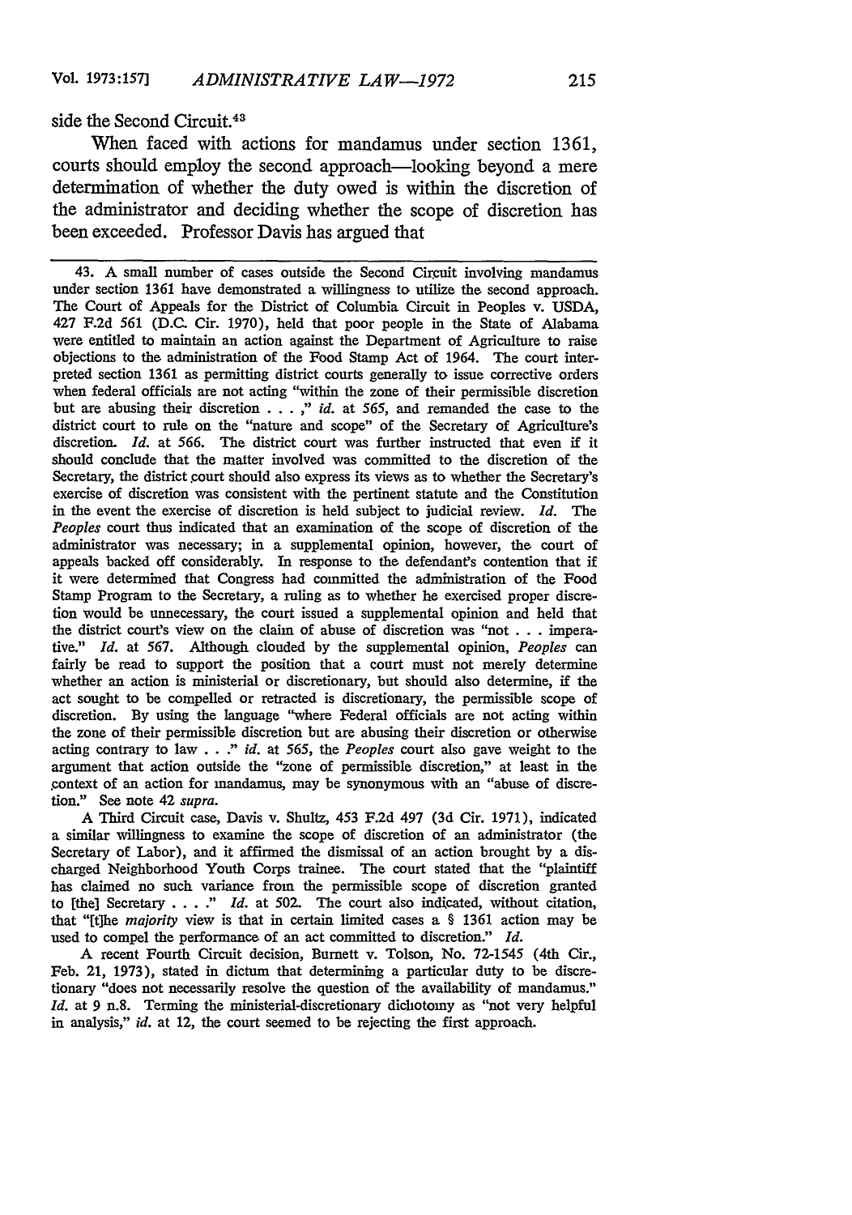side the Second Circuit.[43]

When faced with actions for mandamus under section 1361, courts should employ the second approach—looking beyond a mere determination of whether the duty owed is within the discretion of the administrator and deciding whether the scope of discretion has been exceeded. Professor Davis has argued that

---

43. A small number of cases outside the Second Circuit involving mandamus under section 1361 have demonstrated a willingness to utilize the second approach. The Court of Appeals for the District of Columbia Circuit in Peoples v. USDA, 427 F.2d 561 (D.C. Cir. 1970), held that poor people in the State of Alabama were entitled to maintain an action against the Department of Agriculture to raise objections to the administration of the Food Stamp Act of 1964. The court interpreted section 1361 as permitting district courts generally to issue corrective orders when federal officials are not acting "within the zone of their permissible discretion but are abusing their discretion . . . ," *id.* at 565, and remanded the case to the district court to rule on the "nature and scope" of the Secretary of Agriculture's discretion. *Id.* at 566. The district court was further instructed that even if it should conclude that the matter involved was committed to the discretion of the Secretary, the district court should also express its views as to whether the Secretary's exercise of discretion was consistent with the pertinent statute and the Constitution in the event the exercise of discretion is held subject to judicial review. *Id.* The *Peoples* court thus indicated that an examination of the scope of discretion of the administrator was necessary; in a supplemental opinion, however, the court of appeals backed off considerably. In response to the defendant's contention that if it were determined that Congress had committed the administration of the Food Stamp Program to the Secretary, a ruling as to whether he exercised proper discretion would be unnecessary, the court issued a supplemental opinion and held that the district court's view on the claim of abuse of discretion was "not . . . imperative." *Id.* at 567. Although clouded by the supplemental opinion, *Peoples* can fairly be read to support the position that a court must not merely determine whether an action is ministerial or discretionary, but should also determine, if the act sought to be compelled or retracted is discretionary, the permissible scope of discretion. By using the language "where Federal officials are not acting within the zone of their permissible discretion but are abusing their discretion or otherwise acting contrary to law . . ." *id.* at 565, the *Peoples* court also gave weight to the argument that action outside the "zone of permissible discretion," at least in the context of an action for mandamus, may be synonymous with an "abuse of discretion." See note 42 *supra*.

A Third Circuit case, Davis v. Shultz, 453 F.2d 497 (3d Cir. 1971), indicated a similar willingness to examine the scope of discretion of an administrator (the Secretary of Labor), and it affirmed the dismissal of an action brought by a discharged Neighborhood Youth Corps trainee. The court stated that the "plaintiff has claimed no such variance from the permissible scope of discretion granted to [the] Secretary . . . ." *Id.* at 502. The court also indicated, without citation, that "[t]he *majority* view is that in certain limited cases a § 1361 action may be used to compel the performance of an act committed to discretion." *Id.*

A recent Fourth Circuit decision, Burnett v. Tolson, No. 72-1545 (4th Cir., Feb. 21, 1973), stated in dictum that determining a particular duty to be discretionary "does not necessarily resolve the question of the availability of mandamus." *Id.* at 9 n.8. Terming the ministerial-discretionary dichotomy as "not very helpful in analysis," *id.* at 12, the court seemed to be rejecting the first approach.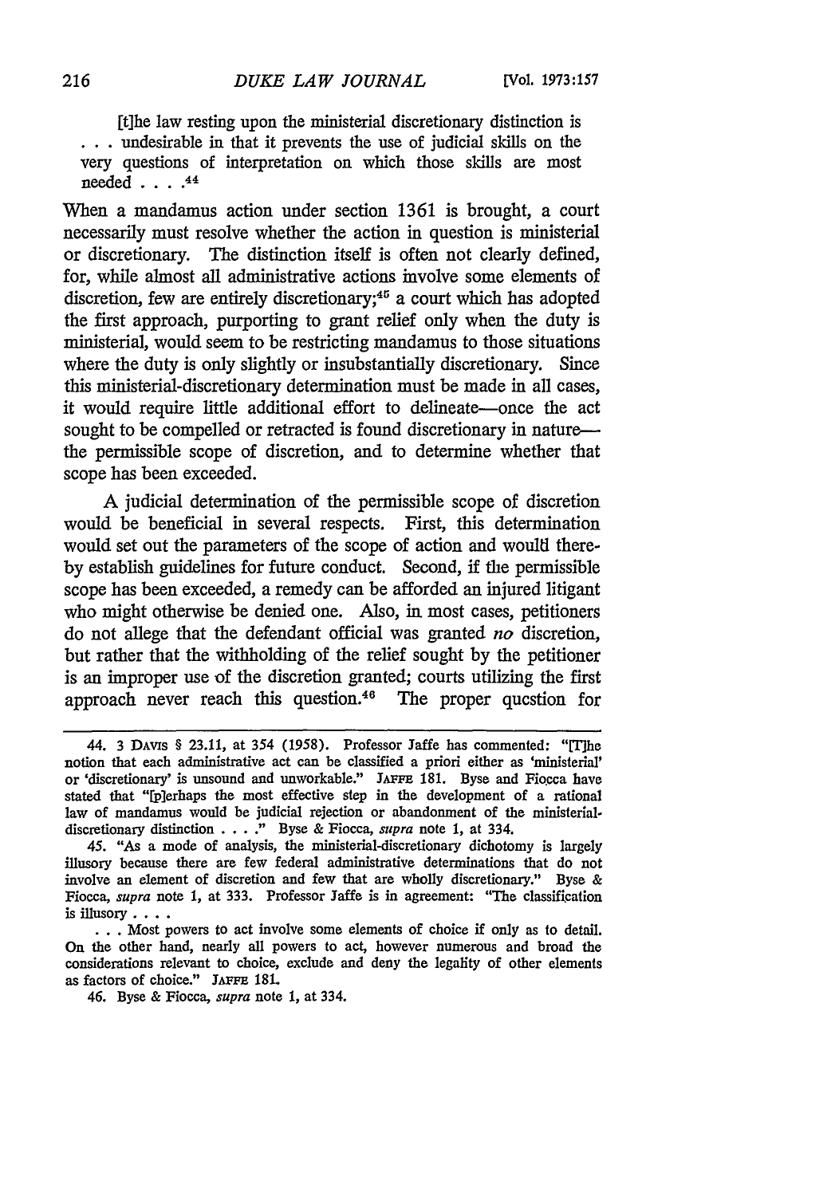> [t]he law resting upon the ministerial discretionary distinction is . . . undesirable in that it prevents the use of judicial skills on the very questions of interpretation on which those skills are most needed . . . .[44]

When a mandamus action under section 1361 is brought, a court necessarily must resolve whether the action in question is ministerial or discretionary. The distinction itself is often not clearly defined, for, while almost all administrative actions involve some elements of discretion, few are entirely discretionary;[45] a court which has adopted the first approach, purporting to grant relief only when the duty is ministerial, would seem to be restricting mandamus to those situations where the duty is only slightly or insubstantially discretionary. Since this ministerial-discretionary determination must be made in all cases, it would require little additional effort to delineate—once the act sought to be compelled or retracted is found discretionary in nature—the permissible scope of discretion, and to determine whether that scope has been exceeded.

A judicial determination of the permissible scope of discretion would be beneficial in several respects. First, this determination would set out the parameters of the scope of action and would thereby establish guidelines for future conduct. Second, if the permissible scope has been exceeded, a remedy can be afforded an injured litigant who might otherwise be denied one. Also, in most cases, petitioners do not allege that the defendant official was granted *no* discretion, but rather that the withholding of the relief sought by the petitioner is an improper use of the discretion granted; courts utilizing the first approach never reach this question.[46] The proper question for

---

44. 3 DAVIS § 23.11, at 354 (1958). Professor Jaffe has commented: "[T]he notion that each administrative act can be classified a priori either as 'ministerial' or 'discretionary' is unsound and unworkable." JAFFE 181. Byse and Fiocca have stated that "[p]erhaps the most effective step in the development of a rational law of mandamus would be judicial rejection or abandonment of the ministerial-discretionary distinction . . . ." Byse & Fiocca, *supra* note 1, at 334.

45. "As a mode of analysis, the ministerial-discretionary dichotomy is largely illusory because there are few federal administrative determinations that do not involve an element of discretion and few that are wholly discretionary." Byse & Fiocca, *supra* note 1, at 333. Professor Jaffe is in agreement: "The classification is illusory . . . .

. . . Most powers to act involve some elements of choice if only as to detail. On the other hand, nearly all powers to act, however numerous and broad the considerations relevant to choice, exclude and deny the legality of other elements as factors of choice." JAFFE 181.

46. Byse & Fiocca, *supra* note 1, at 334.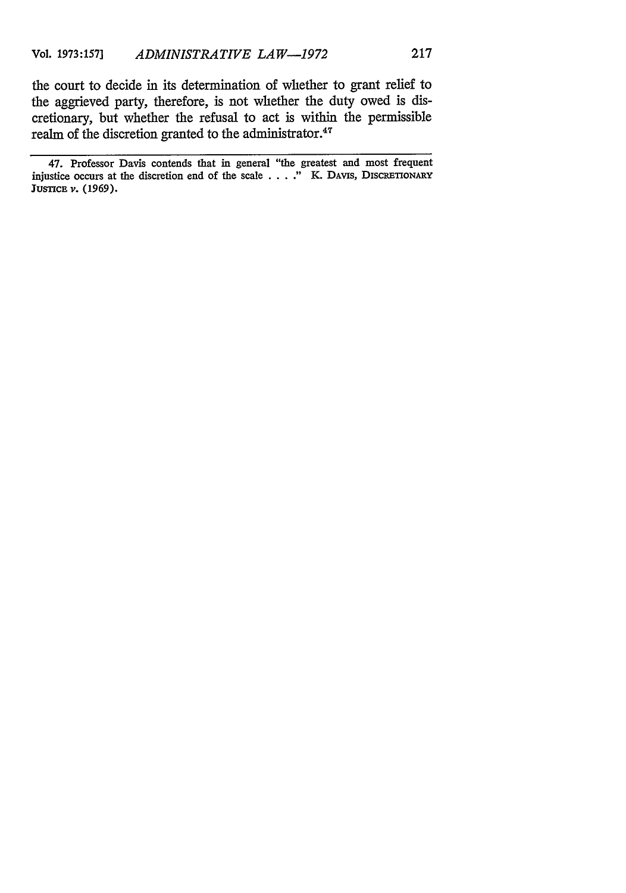the court to decide in its determination of whether to grant relief to the aggrieved party, therefore, is not whether the duty owed is discretionary, but whether the refusal to act is within the permissible realm of the discretion granted to the administrator.[47]

---

47. Professor Davis contends that in general "the greatest and most frequent injustice occurs at the discretion end of the scale . . . ." K. DAVIS, DISCRETIONARY JUSTICE v. (1969).